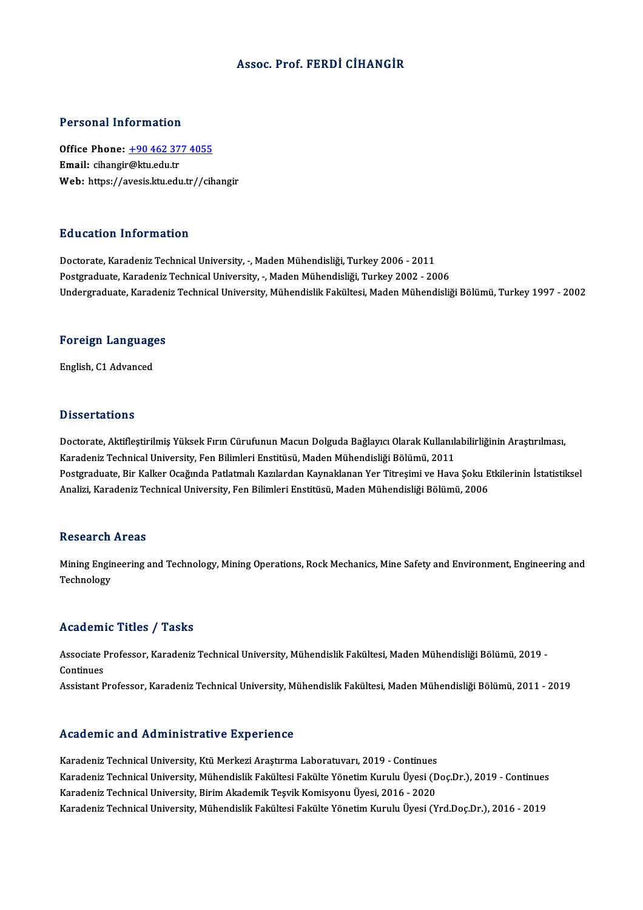# Assoc. Prof. FERDİ CİHANGİR

## Personal Information

**Office Phone:** +90 462 377 4055
**Email:** cihangir@ktu.edu.tr
**Web:** https://avesis.ktu.edu.tr//cihangir

## Education Information

Doctorate, Karadeniz Technical University, -, Maden Mühendisliği, Turkey 2006 - 2011
Postgraduate, Karadeniz Technical University, -, Maden Mühendisliği, Turkey 2002 - 2006
Undergraduate, Karadeniz Technical University, Mühendislik Fakültesi, Maden Mühendisliği Bölümü, Turkey 1997 - 2002

## Foreign Languages

English, C1 Advanced

## Dissertations

Doctorate, Aktifleştirilmiş Yüksek Fırın Cürufunun Macun Dolguda Bağlayıcı Olarak Kullanılabilirliğinin Araştırılması, Karadeniz Technical University, Fen Bilimleri Enstitüsü, Maden Mühendisliği Bölümü, 2011
Postgraduate, Bir Kalker Ocağında Patlatmalı Kazılardan Kaynaklanan Yer Titreşimi ve Hava Şoku Etkilerinin İstatistiksel Analizi, Karadeniz Technical University, Fen Bilimleri Enstitüsü, Maden Mühendisliği Bölümü, 2006

## Research Areas

Mining Engineering and Technology, Mining Operations, Rock Mechanics, Mine Safety and Environment, Engineering and Technology

## Academic Titles / Tasks

Associate Professor, Karadeniz Technical University, Mühendislik Fakültesi, Maden Mühendisliği Bölümü, 2019 - Continues
Assistant Professor, Karadeniz Technical University, Mühendislik Fakültesi, Maden Mühendisliği Bölümü, 2011 - 2019

## Academic and Administrative Experience

Karadeniz Technical University, Ktü Merkezi Araştırma Laboratuvarı, 2019 - Continues
Karadeniz Technical University, Mühendislik Fakültesi Fakülte Yönetim Kurulu Üyesi (Doç.Dr.), 2019 - Continues
Karadeniz Technical University, Birim Akademik Teşvik Komisyonu Üyesi, 2016 - 2020
Karadeniz Technical University, Mühendislik Fakültesi Fakülte Yönetim Kurulu Üyesi (Yrd.Doç.Dr.), 2016 - 2019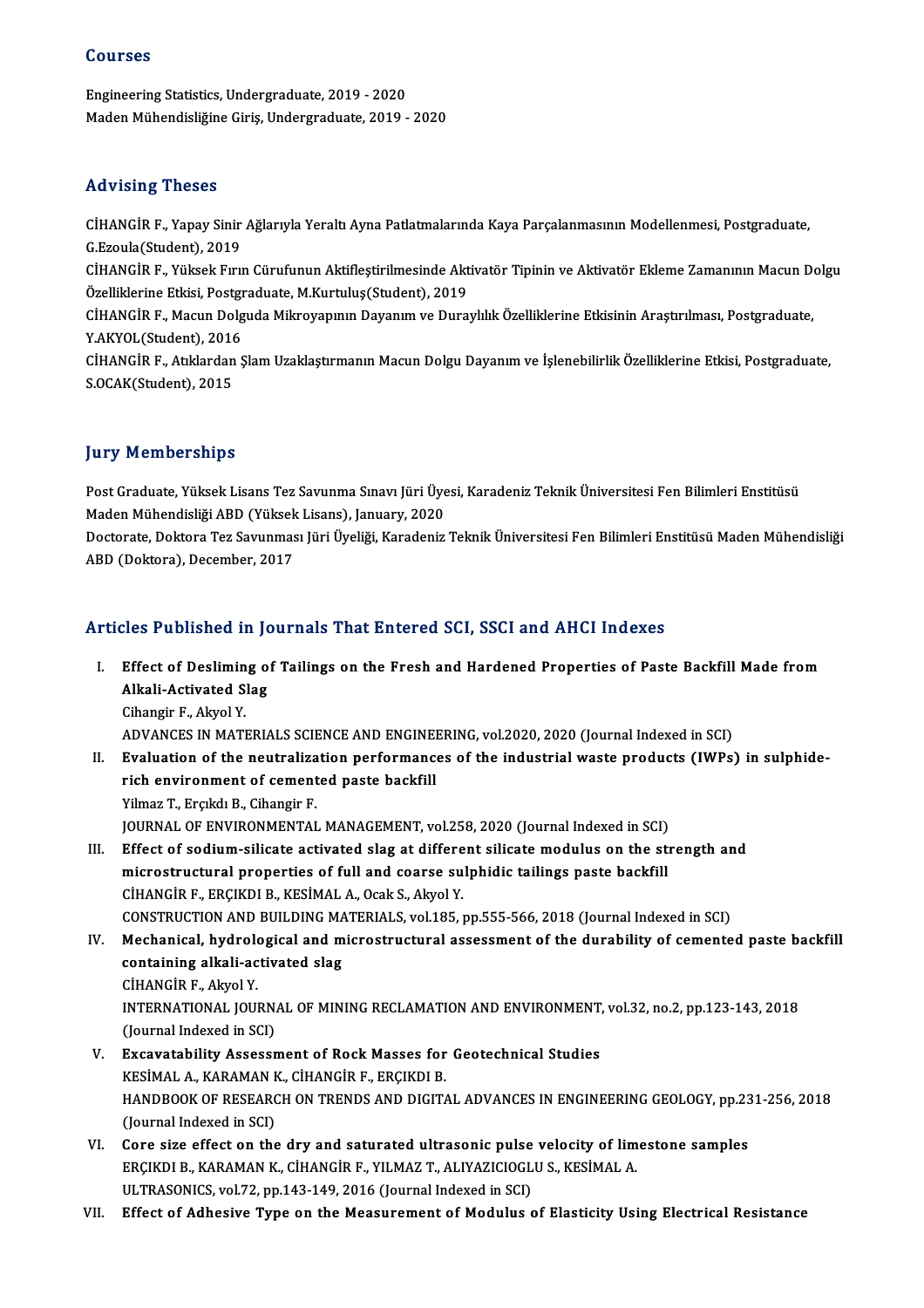## Courses

Engineering Statistics, Undergraduate, 2019 - 2020
Maden Mühendisliğine Giriş, Undergraduate, 2019 - 2020

## Advising Theses

CİHANGİR F., Yapay Sinir Ağlarıyla Yeraltı Ayna Patlatmalarında Kaya Parçalanmasının Modellenmesi, Postgraduate, G.Ezoula(Student), 2019
CİHANGİR F., Yüksek Fırın Cürufunun Aktifleştirilmesinde Aktivatör Tipinin ve Aktivatör Ekleme Zamanının Macun Dolgu Özelliklerine Etkisi, Postgraduate, M.Kurtuluş(Student), 2019
CİHANGİR F., Macun Dolguda Mikroyapının Dayanım ve Duraylılık Özelliklerine Etkisinin Araştırılması, Postgraduate, Y.AKYOL(Student), 2016
CİHANGİR F., Atıklardan Şlam Uzaklaştırmanın Macun Dolgu Dayanım ve İşlenebilirlik Özelliklerine Etkisi, Postgraduate, S.OCAK(Student), 2015

## Jury Memberships

Post Graduate, Yüksek Lisans Tez Savunma Sınavı Jüri Üyesi, Karadeniz Teknik Üniversitesi Fen Bilimleri Enstitüsü Maden Mühendisliği ABD (Yüksek Lisans), January, 2020
Doctorate, Doktora Tez Savunması Jüri Üyeliği, Karadeniz Teknik Üniversitesi Fen Bilimleri Enstitüsü Maden Mühendisliği ABD (Doktora), December, 2017

## Articles Published in Journals That Entered SCI, SSCI and AHCI Indexes

I. **Effect of Desliming of Tailings on the Fresh and Hardened Properties of Paste Backfill Made from Alkali-Activated Slag**
Cihangir F., Akyol Y.
ADVANCES IN MATERIALS SCIENCE AND ENGINEERING, vol.2020, 2020 (Journal Indexed in SCI)

II. **Evaluation of the neutralization performances of the industrial waste products (IWPs) in sulphide-rich environment of cemented paste backfill**
Yilmaz T., Erçıkdı B., Cihangir F.
JOURNAL OF ENVIRONMENTAL MANAGEMENT, vol.258, 2020 (Journal Indexed in SCI)

III. **Effect of sodium-silicate activated slag at different silicate modulus on the strength and microstructural properties of full and coarse sulphidic tailings paste backfill**
CİHANGİR F., ERÇIKDI B., KESİMAL A., Ocak S., Akyol Y.
CONSTRUCTION AND BUILDING MATERIALS, vol.185, pp.555-566, 2018 (Journal Indexed in SCI)

IV. **Mechanical, hydrological and microstructural assessment of the durability of cemented paste backfill containing alkali-activated slag**
CİHANGİR F., Akyol Y.
INTERNATIONAL JOURNAL OF MINING RECLAMATION AND ENVIRONMENT, vol.32, no.2, pp.123-143, 2018 (Journal Indexed in SCI)

V. **Excavatability Assessment of Rock Masses for Geotechnical Studies**
KESİMAL A., KARAMAN K., CİHANGİR F., ERÇIKDI B.
HANDBOOK OF RESEARCH ON TRENDS AND DIGITAL ADVANCES IN ENGINEERING GEOLOGY, pp.231-256, 2018 (Journal Indexed in SCI)

VI. **Core size effect on the dry and saturated ultrasonic pulse velocity of limestone samples**
ERÇIKDI B., KARAMAN K., CİHANGİR F., YILMAZ T., ALIYAZICIOGLU S., KESİMAL A.
ULTRASONICS, vol.72, pp.143-149, 2016 (Journal Indexed in SCI)

VII. **Effect of Adhesive Type on the Measurement of Modulus of Elasticity Using Electrical Resistance**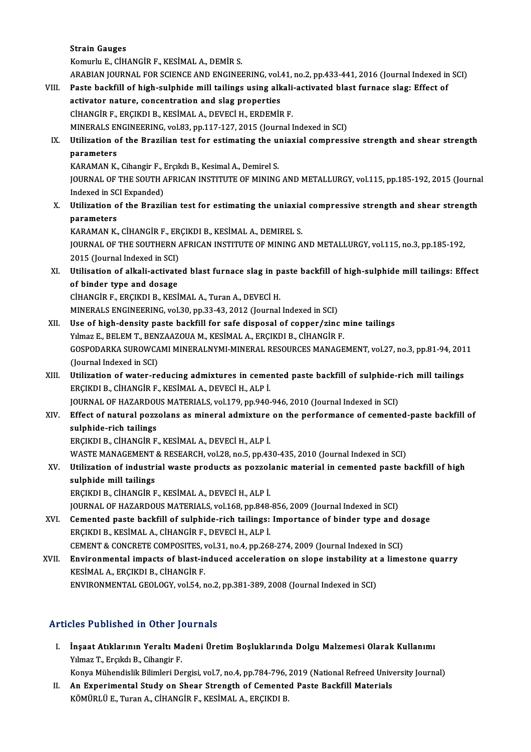Strain Gauges
Komurlu E., CİHANGİR F., KESİMAL A., DEMİR S.
ARABIAN JOURNAL FOR SCIENCE AND ENGINEERING, vol.41, no.2, pp.433-441, 2016 (Journal Indexed in SCI)

VIII. **Paste backfill of high-sulphide mill tailings using alkali-activated blast furnace slag: Effect of activator nature, concentration and slag properties**
CİHANGİR F., ERÇIKDI B., KESİMAL A., DEVECİ H., ERDEMİR F.
MINERALS ENGINEERING, vol.83, pp.117-127, 2015 (Journal Indexed in SCI)

IX. **Utilization of the Brazilian test for estimating the uniaxial compressive strength and shear strength parameters**
KARAMAN K., Cihangir F., Erçıkdı B., Kesimal A., Demirel S.
JOURNAL OF THE SOUTH AFRICAN INSTITUTE OF MINING AND METALLURGY, vol.115, pp.185-192, 2015 (Journal Indexed in SCI Expanded)

X. **Utilization of the Brazilian test for estimating the uniaxial compressive strength and shear strength parameters**
KARAMAN K., CİHANGİR F., ERÇIKDI B., KESİMAL A., DEMIREL S.
JOURNAL OF THE SOUTHERN AFRICAN INSTITUTE OF MINING AND METALLURGY, vol.115, no.3, pp.185-192, 2015 (Journal Indexed in SCI)

XI. **Utilisation of alkali-activated blast furnace slag in paste backfill of high-sulphide mill tailings: Effect of binder type and dosage**
CİHANGİR F., ERÇIKDI B., KESİMAL A., Turan A., DEVECİ H.
MINERALS ENGINEERING, vol.30, pp.33-43, 2012 (Journal Indexed in SCI)

XII. **Use of high-density paste backfill for safe disposal of copper/zinc mine tailings**
Yılmaz E., BELEM T., BENZAAZOUA M., KESİMAL A., ERÇIKDI B., CİHANGİR F.
GOSPODARKA SUROWCAMI MINERALNYMI-MINERAL RESOURCES MANAGEMENT, vol.27, no.3, pp.81-94, 2011 (Journal Indexed in SCI)

XIII. **Utilization of water-reducing admixtures in cemented paste backfill of sulphide-rich mill tailings**
ERÇIKDI B., CİHANGİR F., KESİMAL A., DEVECİ H., ALP İ.
JOURNAL OF HAZARDOUS MATERIALS, vol.179, pp.940-946, 2010 (Journal Indexed in SCI)

XIV. **Effect of natural pozzolans as mineral admixture on the performance of cemented-paste backfill of sulphide-rich tailings**
ERÇIKDI B., CİHANGİR F., KESİMAL A., DEVECİ H., ALP İ.
WASTE MANAGEMENT & RESEARCH, vol.28, no.5, pp.430-435, 2010 (Journal Indexed in SCI)

XV. **Utilization of industrial waste products as pozzolanic material in cemented paste backfill of high sulphide mill tailings**
ERÇIKDI B., CİHANGİR F., KESİMAL A., DEVECİ H., ALP İ.
JOURNAL OF HAZARDOUS MATERIALS, vol.168, pp.848-856, 2009 (Journal Indexed in SCI)

XVI. **Cemented paste backfill of sulphide-rich tailings: Importance of binder type and dosage**
ERÇIKDI B., KESİMAL A., CİHANGİR F., DEVECİ H., ALP İ.
CEMENT & CONCRETE COMPOSITES, vol.31, no.4, pp.268-274, 2009 (Journal Indexed in SCI)

XVII. **Environmental impacts of blast-induced acceleration on slope instability at a limestone quarry**
KESİMAL A., ERÇIKDI B., CİHANGİR F.
ENVIRONMENTAL GEOLOGY, vol.54, no.2, pp.381-389, 2008 (Journal Indexed in SCI)

## Articles Published in Other Journals

I. **İnşaat Atıklarının Yeraltı Madeni Üretim Boşluklarında Dolgu Malzemesi Olarak Kullanımı**
Yılmaz T., Erçıkdı B., Cihangir F.
Konya Mühendislik Bilimleri Dergisi, vol.7, no.4, pp.784-796, 2019 (National Refreed University Journal)

II. **An Experimental Study on Shear Strength of Cemented Paste Backfill Materials**
KÖMÜRLÜ E., Turan A., CİHANGİR F., KESİMAL A., ERÇIKDI B.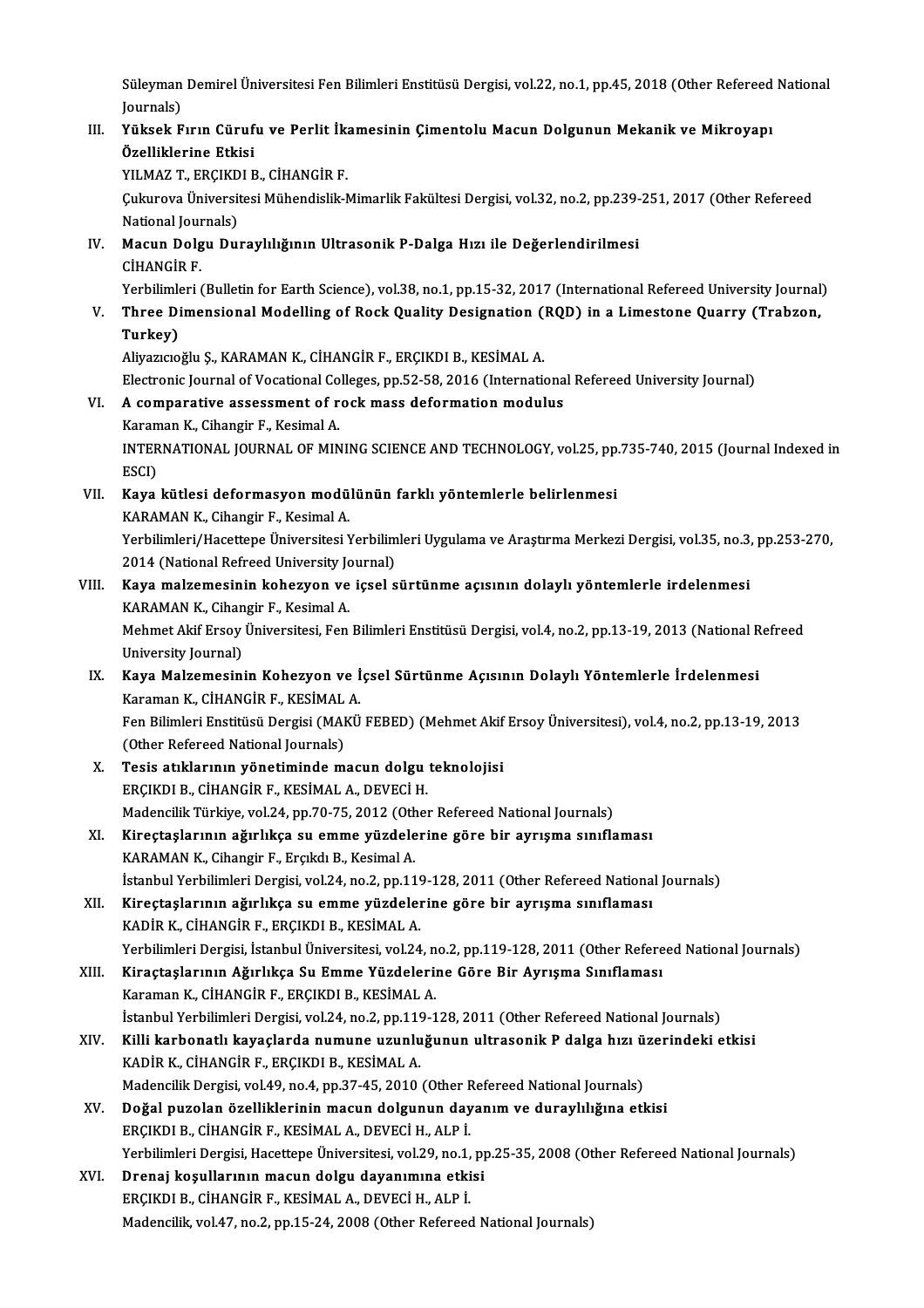Süleyman Demirel Üniversitesi Fen Bilimleri Enstitüsü Dergisi, vol.22, no.1, pp.45, 2018 (Other Refereed National Journals)

III. **Yüksek Fırın Cürufu ve Perlit İkamesinin Çimentolu Macun Dolgunun Mekanik ve Mikroyapı Özelliklerine Etkisi**
YILMAZ T., ERÇIKDI B., CİHANGİR F.
Çukurova Üniversitesi Mühendislik-Mimarlik Fakültesi Dergisi, vol.32, no.2, pp.239-251, 2017 (Other Refereed National Journals)

IV. **Macun Dolgu Duraylılığının Ultrasonik P-Dalga Hızı ile Değerlendirilmesi**
CİHANGİR F.
Yerbilimleri (Bulletin for Earth Science), vol.38, no.1, pp.15-32, 2017 (International Refereed University Journal)

V. **Three Dimensional Modelling of Rock Quality Designation (RQD) in a Limestone Quarry (Trabzon, Turkey)**
Aliyazıcıoğlu Ş., KARAMAN K., CİHANGİR F., ERÇIKDI B., KESİMAL A.
Electronic Journal of Vocational Colleges, pp.52-58, 2016 (International Refereed University Journal)

VI. **A comparative assessment of rock mass deformation modulus**
Karaman K., Cihangir F., Kesimal A.
INTERNATIONAL JOURNAL OF MINING SCIENCE AND TECHNOLOGY, vol.25, pp.735-740, 2015 (Journal Indexed in ESCI)

VII. **Kaya kütlesi deformasyon modülünün farklı yöntemlerle belirlenmesi**
KARAMAN K., Cihangir F., Kesimal A.
Yerbilimleri/Hacettepe Üniversitesi Yerbilimleri Uygulama ve Araştırma Merkezi Dergisi, vol.35, no.3, pp.253-270, 2014 (National Refreed University Journal)

VIII. **Kaya malzemesinin kohezyon ve içsel sürtünme açısının dolaylı yöntemlerle irdelenmesi**
KARAMAN K., Cihangir F., Kesimal A.
Mehmet Akif Ersoy Üniversitesi, Fen Bilimleri Enstitüsü Dergisi, vol.4, no.2, pp.13-19, 2013 (National Refreed University Journal)

IX. **Kaya Malzemesinin Kohezyon ve İçsel Sürtünme Açısının Dolaylı Yöntemlerle İrdelenmesi**
Karaman K., CİHANGİR F., KESİMAL A.
Fen Bilimleri Enstitüsü Dergisi (MAKÜ FEBED) (Mehmet Akif Ersoy Üniversitesi), vol.4, no.2, pp.13-19, 2013 (Other Refereed National Journals)

X. **Tesis atıklarının yönetiminde macun dolgu teknolojisi**
ERÇIKDI B., CİHANGİR F., KESİMAL A., DEVECİ H.
Madencilik Türkiye, vol.24, pp.70-75, 2012 (Other Refereed National Journals)

XI. **Kireçtaşlarının ağırlıkça su emme yüzdelerine göre bir ayrışma sınıflaması**
KARAMAN K., Cihangir F., Erçıkdı B., Kesimal A.
İstanbul Yerbilimleri Dergisi, vol.24, no.2, pp.119-128, 2011 (Other Refereed National Journals)

XII. **Kireçtaşlarının ağırlıkça su emme yüzdelerine göre bir ayrışma sınıflaması**
KADİR K., CİHANGİR F., ERÇIKDI B., KESİMAL A.
Yerbilimleri Dergisi, İstanbul Üniversitesi, vol.24, no.2, pp.119-128, 2011 (Other Refereed National Journals)

XIII. **Kiraçtaşlarının Ağırlıkça Su Emme Yüzdelerine Göre Bir Ayrışma Sınıflaması**
Karaman K., CİHANGİR F., ERÇIKDI B., KESİMAL A.
İstanbul Yerbilimleri Dergisi, vol.24, no.2, pp.119-128, 2011 (Other Refereed National Journals)

XIV. **Killi karbonatlı kayaçlarda numune uzunluğunun ultrasonik P dalga hızı üzerindeki etkisi**
KADİR K., CİHANGİR F., ERÇIKDI B., KESİMAL A.
Madencilik Dergisi, vol.49, no.4, pp.37-45, 2010 (Other Refereed National Journals)

XV. **Doğal puzolan özelliklerinin macun dolgunun dayanım ve duraylılığına etkisi**
ERÇIKDI B., CİHANGİR F., KESİMAL A., DEVECİ H., ALP İ.
Yerbilimleri Dergisi, Hacettepe Üniversitesi, vol.29, no.1, pp.25-35, 2008 (Other Refereed National Journals)

XVI. **Drenaj koşullarının macun dolgu dayanımına etkisi**
ERÇIKDI B., CİHANGİR F., KESİMAL A., DEVECİ H., ALP İ.
Madencilik, vol.47, no.2, pp.15-24, 2008 (Other Refereed National Journals)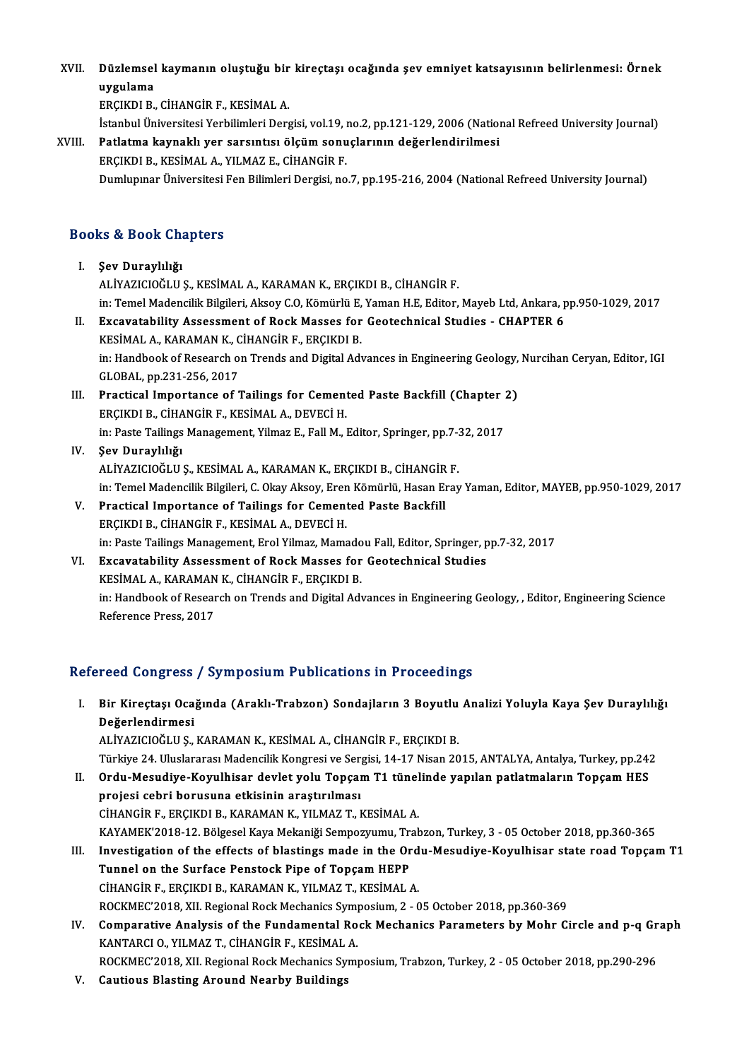XVII. **Düzlemsel kaymanın oluştuğu bir kireçtaşı ocağında şev emniyet katsayısının belirlenmesi: Örnek uygulama**
ERÇIKDI B., CİHANGİR F., KESİMAL A.
İstanbul Üniversitesi Yerbilimleri Dergisi, vol.19, no.2, pp.121-129, 2006 (National Refreed University Journal)

XVIII. **Patlatma kaynaklı yer sarsıntısı ölçüm sonuçlarının değerlendirilmesi**
ERÇIKDI B., KESİMAL A., YILMAZ E., CİHANGİR F.
Dumlupınar Üniversitesi Fen Bilimleri Dergisi, no.7, pp.195-216, 2004 (National Refreed University Journal)

## Books & Book Chapters

I. **Şev Duraylılığı**
ALİYAZICIOĞLU Ş., KESİMAL A., KARAMAN K., ERÇIKDI B., CİHANGİR F.
in: Temel Madencilik Bilgileri, Aksoy C.O, Kömürlü E, Yaman H.E, Editor, Mayeb Ltd, Ankara, pp.950-1029, 2017

II. **Excavatability Assessment of Rock Masses for Geotechnical Studies - CHAPTER 6**
KESİMAL A., KARAMAN K., CİHANGİR F., ERÇIKDI B.
in: Handbook of Research on Trends and Digital Advances in Engineering Geology, Nurcihan Ceryan, Editor, IGI GLOBAL, pp.231-256, 2017

III. **Practical Importance of Tailings for Cemented Paste Backfill (Chapter 2)**
ERÇIKDI B., CİHANGİR F., KESİMAL A., DEVECİ H.
in: Paste Tailings Management, Yilmaz E., Fall M., Editor, Springer, pp.7-32, 2017

IV. **Şev Duraylılığı**
ALİYAZICIOĞLU Ş., KESİMAL A., KARAMAN K., ERÇIKDI B., CİHANGİR F.
in: Temel Madencilik Bilgileri, C. Okay Aksoy, Eren Kömürlü, Hasan Eray Yaman, Editor, MAYEB, pp.950-1029, 2017

V. **Practical Importance of Tailings for Cemented Paste Backfill**
ERÇIKDI B., CİHANGİR F., KESİMAL A., DEVECİ H.
in: Paste Tailings Management, Erol Yilmaz, Mamadou Fall, Editor, Springer, pp.7-32, 2017

VI. **Excavatability Assessment of Rock Masses for Geotechnical Studies**
KESİMAL A., KARAMAN K., CİHANGİR F., ERÇIKDI B.
in: Handbook of Research on Trends and Digital Advances in Engineering Geology, , Editor, Engineering Science Reference Press, 2017

## Refereed Congress / Symposium Publications in Proceedings

I. **Bir Kireçtaşı Ocağında (Araklı-Trabzon) Sondajların 3 Boyutlu Analizi Yoluyla Kaya Şev Duraylılığı Değerlendirmesi**
ALİYAZICIOĞLU Ş., KARAMAN K., KESİMAL A., CİHANGİR F., ERÇIKDI B.
Türkiye 24. Uluslararası Madencilik Kongresi ve Sergisi, 14-17 Nisan 2015, ANTALYA, Antalya, Turkey, pp.242

II. **Ordu-Mesudiye-Koyulhisar devlet yolu Topçam T1 tünelinde yapılan patlatmaların Topçam HES projesi cebri borusuna etkisinin araştırılması**
CİHANGİR F., ERÇIKDI B., KARAMAN K., YILMAZ T., KESİMAL A.
KAYAMEK'2018-12. Bölgesel Kaya Mekaniği Sempozyumu, Trabzon, Turkey, 3 - 05 October 2018, pp.360-365

III. **Investigation of the effects of blastings made in the Ordu-Mesudiye-Koyulhisar state road Topçam T1 Tunnel on the Surface Penstock Pipe of Topçam HEPP**
CİHANGİR F., ERÇIKDI B., KARAMAN K., YILMAZ T., KESİMAL A.
ROCKMEC'2018, XII. Regional Rock Mechanics Symposium, 2 - 05 October 2018, pp.360-369

IV. **Comparative Analysis of the Fundamental Rock Mechanics Parameters by Mohr Circle and p-q Graph**
KANTARCI O., YILMAZ T., CİHANGİR F., KESİMAL A.
ROCKMEC'2018, XII. Regional Rock Mechanics Symposium, Trabzon, Turkey, 2 - 05 October 2018, pp.290-296

V. **Cautious Blasting Around Nearby Buildings**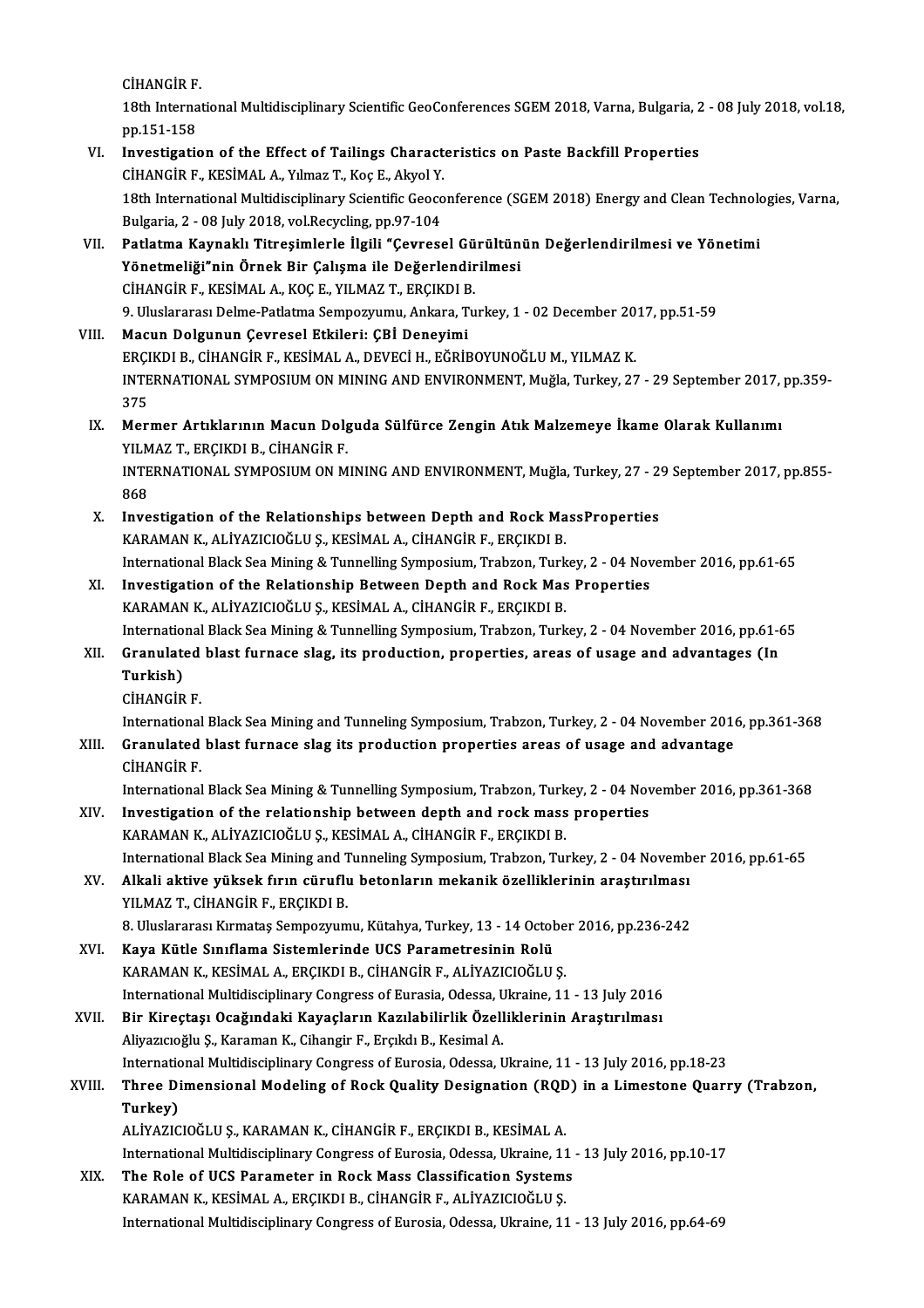CİHANGİR F.
18th International Multidisciplinary Scientific GeoConferences SGEM 2018, Varna, Bulgaria, 2 - 08 July 2018, vol.18, pp.151-158

VI. **Investigation of the Effect of Tailings Characteristics on Paste Backfill Properties**
CİHANGİR F., KESİMAL A., Yılmaz T., Koç E., Akyol Y.
18th International Multidisciplinary Scientific Geoconference (SGEM 2018) Energy and Clean Technologies, Varna, Bulgaria, 2 - 08 July 2018, vol.Recycling, pp.97-104

VII. **Patlatma Kaynaklı Titreşimlerle İlgili "Çevresel Gürültünün Değerlendirilmesi ve Yönetimi Yönetmeliği"nin Örnek Bir Çalışma ile Değerlendirilmesi**
CİHANGİR F., KESİMAL A., KOÇ E., YILMAZ T., ERÇIKDI B.
9. Uluslararası Delme-Patlatma Sempozyumu, Ankara, Turkey, 1 - 02 December 2017, pp.51-59

VIII. **Macun Dolgunun Çevresel Etkileri: ÇBİ Deneyimi**
ERÇIKDI B., CİHANGİR F., KESİMAL A., DEVECİ H., EĞRİBOYUNOĞLU M., YILMAZ K.
INTERNATIONAL SYMPOSIUM ON MINING AND ENVIRONMENT, Muğla, Turkey, 27 - 29 September 2017, pp.359-375

IX. **Mermer Artıklarının Macun Dolguda Sülfürce Zengin Atık Malzemeye İkame Olarak Kullanımı**
YILMAZ T., ERÇIKDI B., CİHANGİR F.
INTERNATIONAL SYMPOSIUM ON MINING AND ENVIRONMENT, Muğla, Turkey, 27 - 29 September 2017, pp.855-868

X. **Investigation of the Relationships between Depth and Rock MassProperties**
KARAMAN K., ALİYAZICIOĞLU Ş., KESİMAL A., CİHANGİR F., ERÇIKDI B.
International Black Sea Mining & Tunnelling Symposium, Trabzon, Turkey, 2 - 04 November 2016, pp.61-65

XI. **Investigation of the Relationship Between Depth and Rock Mas Properties**
KARAMAN K., ALİYAZICIOĞLU Ş., KESİMAL A., CİHANGİR F., ERÇIKDI B.
International Black Sea Mining & Tunnelling Symposium, Trabzon, Turkey, 2 - 04 November 2016, pp.61-65

XII. **Granulated blast furnace slag, its production, properties, areas of usage and advantages (In Turkish)**
CİHANGİR F.
International Black Sea Mining and Tunneling Symposium, Trabzon, Turkey, 2 - 04 November 2016, pp.361-368

XIII. **Granulated blast furnace slag its production properties areas of usage and advantage**
CİHANGİR F.
International Black Sea Mining & Tunnelling Symposium, Trabzon, Turkey, 2 - 04 November 2016, pp.361-368

XIV. **Investigation of the relationship between depth and rock mass properties**
KARAMAN K., ALİYAZICIOĞLU Ş., KESİMAL A., CİHANGİR F., ERÇIKDI B.
International Black Sea Mining and Tunneling Symposium, Trabzon, Turkey, 2 - 04 November 2016, pp.61-65

XV. **Alkali aktive yüksek fırın cüruflu betonların mekanik özelliklerinin araştırılması**
YILMAZ T., CİHANGİR F., ERÇIKDI B.
8. Uluslararası Kırmataş Sempozyumu, Kütahya, Turkey, 13 - 14 October 2016, pp.236-242

XVI. **Kaya Kütle Sınıflama Sistemlerinde UCS Parametresinin Rolü**
KARAMAN K., KESİMAL A., ERÇIKDI B., CİHANGİR F., ALİYAZICIOĞLU Ş.
International Multidisciplinary Congress of Eurasia, Odessa, Ukraine, 11 - 13 July 2016

XVII. **Bir Kireçtaşı Ocağındaki Kayaçların Kazılabilirlik Özelliklerinin Araştırılması**
Aliyazıcıoğlu Ş., Karaman K., Cihangir F., Erçıkdı B., Kesimal A.
International Multidisciplinary Congress of Eurosia, Odessa, Ukraine, 11 - 13 July 2016, pp.18-23

XVIII. **Three Dimensional Modeling of Rock Quality Designation (RQD) in a Limestone Quarry (Trabzon, Turkey)**
ALİYAZICIOĞLU Ş., KARAMAN K., CİHANGİR F., ERÇIKDI B., KESİMAL A.
International Multidisciplinary Congress of Eurosia, Odessa, Ukraine, 11 - 13 July 2016, pp.10-17

XIX. **The Role of UCS Parameter in Rock Mass Classification Systems**
KARAMAN K., KESİMAL A., ERÇIKDI B., CİHANGİR F., ALİYAZICIOĞLU Ş.
International Multidisciplinary Congress of Eurosia, Odessa, Ukraine, 11 - 13 July 2016, pp.64-69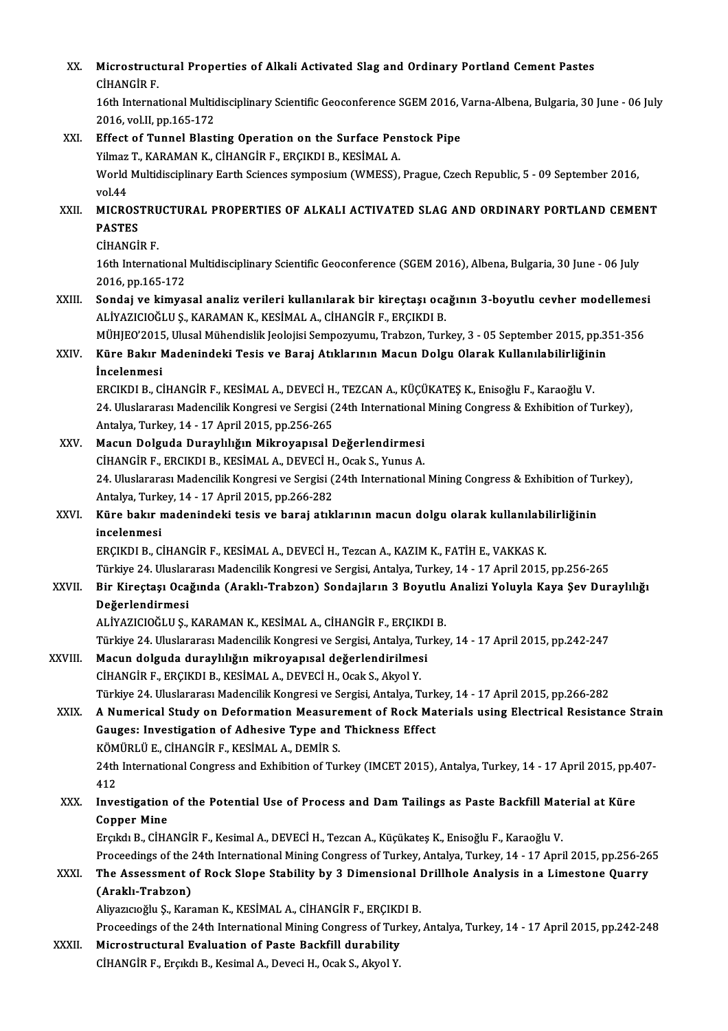XX. **Microstructural Properties of Alkali Activated Slag and Ordinary Portland Cement Pastes**
CİHANGİR F.
16th International Multidisciplinary Scientific Geoconference SGEM 2016, Varna-Albena, Bulgaria, 30 June - 06 July 2016, vol.II, pp.165-172

XXI. **Effect of Tunnel Blasting Operation on the Surface Penstock Pipe**
Yilmaz T., KARAMAN K., CİHANGİR F., ERÇIKDI B., KESİMAL A.
World Multidisciplinary Earth Sciences symposium (WMESS), Prague, Czech Republic, 5 - 09 September 2016, vol.44

XXII. **MICROSTRUCTURAL PROPERTIES OF ALKALI ACTIVATED SLAG AND ORDINARY PORTLAND CEMENT PASTES**
CİHANGİR F.
16th International Multidisciplinary Scientific Geoconference (SGEM 2016), Albena, Bulgaria, 30 June - 06 July 2016, pp.165-172

XXIII. **Sondaj ve kimyasal analiz verileri kullanılarak bir kireçtaşı ocağının 3-boyutlu cevher modellemesi**
ALİYAZICIOĞLU Ş., KARAMAN K., KESİMAL A., CİHANGİR F., ERÇIKDI B.
MÜHJEO'2015, Ulusal Mühendislik Jeolojisi Sempozyumu, Trabzon, Turkey, 3 - 05 September 2015, pp.351-356

XXIV. **Küre Bakır Madenindeki Tesis ve Baraj Atıklarının Macun Dolgu Olarak Kullanılabilirliğinin İncelenmesi**
ERCIKDI B., CİHANGİR F., KESİMAL A., DEVECİ H., TEZCAN A., KÜÇÜKATEŞ K., Enisoğlu F., Karaoğlu V.
24. Uluslararası Madencilik Kongresi ve Sergisi (24th International Mining Congress & Exhibition of Turkey), Antalya, Turkey, 14 - 17 April 2015, pp.256-265

XXV. **Macun Dolguda Duraylılığın Mikroyapısal Değerlendirmesi**
CİHANGİR F., ERCIKDI B., KESİMAL A., DEVECİ H., Ocak S., Yunus A.
24. Uluslararası Madencilik Kongresi ve Sergisi (24th International Mining Congress & Exhibition of Turkey), Antalya, Turkey, 14 - 17 April 2015, pp.266-282

XXVI. **Küre bakır madenindeki tesis ve baraj atıklarının macun dolgu olarak kullanılabilirliğinin incelenmesi**
ERÇIKDI B., CİHANGİR F., KESİMAL A., DEVECİ H., Tezcan A., KAZIM K., FATİH E., VAKKAS K.
Türkiye 24. Uluslararası Madencilik Kongresi ve Sergisi, Antalya, Turkey, 14 - 17 April 2015, pp.256-265

XXVII. **Bir Kireçtaşı Ocağında (Araklı-Trabzon) Sondajların 3 Boyutlu Analizi Yoluyla Kaya Şev Duraylılığı Değerlendirmesi**
ALİYAZICIOĞLU Ş., KARAMAN K., KESİMAL A., CİHANGİR F., ERÇIKDI B.
Türkiye 24. Uluslararası Madencilik Kongresi ve Sergisi, Antalya, Turkey, 14 - 17 April 2015, pp.242-247

XXVIII. **Macun dolguda duraylılığın mikroyapısal değerlendirilmesi**
CİHANGİR F., ERÇIKDI B., KESİMAL A., DEVECİ H., Ocak S., Akyol Y.
Türkiye 24. Uluslararası Madencilik Kongresi ve Sergisi, Antalya, Turkey, 14 - 17 April 2015, pp.266-282

XXIX. **A Numerical Study on Deformation Measurement of Rock Materials using Electrical Resistance Strain Gauges: Investigation of Adhesive Type and Thickness Effect**
KÖMÜRLÜ E., CİHANGİR F., KESİMAL A., DEMİR S.
24th International Congress and Exhibition of Turkey (IMCET 2015), Antalya, Turkey, 14 - 17 April 2015, pp.407-412

XXX. **Investigation of the Potential Use of Process and Dam Tailings as Paste Backfill Material at Küre Copper Mine**
Erçıkdı B., CİHANGİR F., Kesimal A., DEVECİ H., Tezcan A., Küçükateş K., Enisoğlu F., Karaoğlu V.
Proceedings of the 24th International Mining Congress of Turkey, Antalya, Turkey, 14 - 17 April 2015, pp.256-265

XXXI. **The Assessment of Rock Slope Stability by 3 Dimensional Drillhole Analysis in a Limestone Quarry (Araklı-Trabzon)**
Aliyazıcıoğlu Ş., Karaman K., KESİMAL A., CİHANGİR F., ERÇIKDI B.
Proceedings of the 24th International Mining Congress of Turkey, Antalya, Turkey, 14 - 17 April 2015, pp.242-248

XXXII. **Microstructural Evaluation of Paste Backfill durability**
CİHANGİR F., Erçıkdı B., Kesimal A., Deveci H., Ocak S., Akyol Y.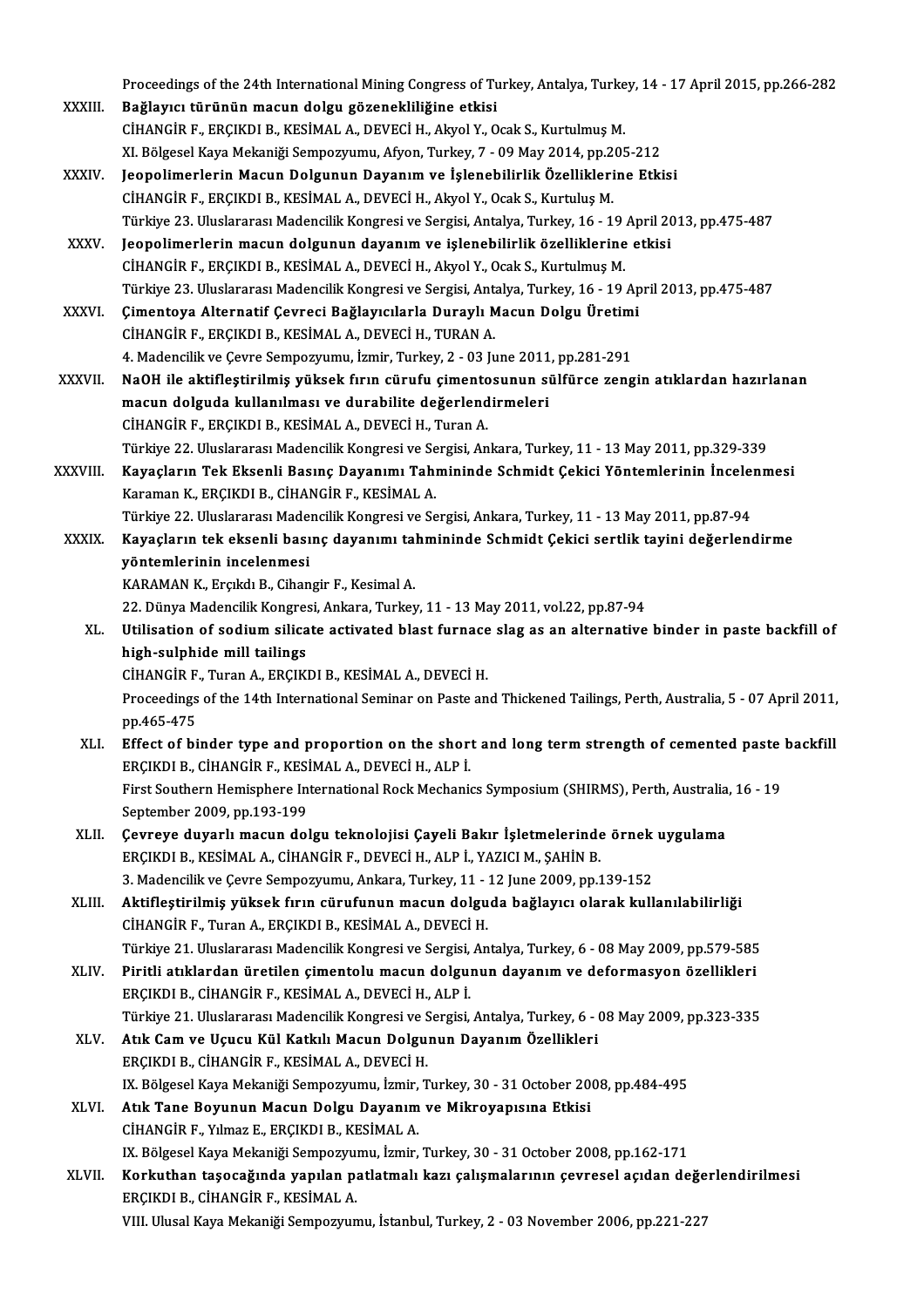Proceedings of the 24th International Mining Congress of Turkey, Antalya, Turkey, 14 - 17 April 2015, pp.266-282

XXXIII. **Bağlayıcı türünün macun dolgu gözenekliliğine etkisi**
CİHANGİR F., ERÇIKDI B., KESİMAL A., DEVECİ H., Akyol Y., Ocak S., Kurtulmuş M.
XI. Bölgesel Kaya Mekaniği Sempozyumu, Afyon, Turkey, 7 - 09 May 2014, pp.205-212

XXXIV. **Jeopolimerlerin Macun Dolgunun Dayanım ve İşlenebilirlik Özelliklerine Etkisi**
CİHANGİR F., ERÇIKDI B., KESİMAL A., DEVECİ H., Akyol Y., Ocak S., Kurtuluş M.
Türkiye 23. Uluslararası Madencilik Kongresi ve Sergisi, Antalya, Turkey, 16 - 19 April 2013, pp.475-487

XXXV. **Jeopolimerlerin macun dolgunun dayanım ve işlenebilirlik özelliklerine etkisi**
CİHANGİR F., ERÇIKDI B., KESİMAL A., DEVECİ H., Akyol Y., Ocak S., Kurtulmuş M.
Türkiye 23. Uluslararası Madencilik Kongresi ve Sergisi, Antalya, Turkey, 16 - 19 April 2013, pp.475-487

XXXVI. **Çimentoya Alternatif Çevreci Bağlayıcılarla Duraylı Macun Dolgu Üretimi**
CİHANGİR F., ERÇIKDI B., KESİMAL A., DEVECİ H., TURAN A.
4. Madencilik ve Çevre Sempozyumu, İzmir, Turkey, 2 - 03 June 2011, pp.281-291

XXXVII. **NaOH ile aktifleştirilmiş yüksek fırın cürufu çimentosunun sülfürce zengin atıklardan hazırlanan macun dolguda kullanılması ve durabilite değerlendirmeleri**
CİHANGİR F., ERÇIKDI B., KESİMAL A., DEVECİ H., Turan A.
Türkiye 22. Uluslararası Madencilik Kongresi ve Sergisi, Ankara, Turkey, 11 - 13 May 2011, pp.329-339

XXXVIII. **Kayaçların Tek Eksenli Basınç Dayanımı Tahmininde Schmidt Çekici Yöntemlerinin İncelenmesi**
Karaman K., ERÇIKDI B., CİHANGİR F., KESİMAL A.
Türkiye 22. Uluslararası Madencilik Kongresi ve Sergisi, Ankara, Turkey, 11 - 13 May 2011, pp.87-94

XXXIX. **Kayaçların tek eksenli basınç dayanımı tahmininde Schmidt Çekici sertlik tayini değerlendirme yöntemlerinin incelenmesi**
KARAMAN K., Erçıkdı B., Cihangir F., Kesimal A.
22. Dünya Madencilik Kongresi, Ankara, Turkey, 11 - 13 May 2011, vol.22, pp.87-94

XL. **Utilisation of sodium silicate activated blast furnace slag as an alternative binder in paste backfill of high-sulphide mill tailings**
CİHANGİR F., Turan A., ERÇIKDI B., KESİMAL A., DEVECİ H.
Proceedings of the 14th International Seminar on Paste and Thickened Tailings, Perth, Australia, 5 - 07 April 2011, pp.465-475

XLI. **Effect of binder type and proportion on the short and long term strength of cemented paste backfill**
ERÇIKDI B., CİHANGİR F., KESİMAL A., DEVECİ H., ALP İ.
First Southern Hemisphere International Rock Mechanics Symposium (SHIRMS), Perth, Australia, 16 - 19 September 2009, pp.193-199

XLII. **Çevreye duyarlı macun dolgu teknolojisi Çayeli Bakır İşletmelerinde örnek uygulama**
ERÇIKDI B., KESİMAL A., CİHANGİR F., DEVECİ H., ALP İ., YAZICI M., ŞAHİN B.
3. Madencilik ve Çevre Sempozyumu, Ankara, Turkey, 11 - 12 June 2009, pp.139-152

XLIII. **Aktifleştirilmiş yüksek fırın cürufunun macun dolguda bağlayıcı olarak kullanılabilirliği**
CİHANGİR F., Turan A., ERÇIKDI B., KESİMAL A., DEVECİ H.
Türkiye 21. Uluslararası Madencilik Kongresi ve Sergisi, Antalya, Turkey, 6 - 08 May 2009, pp.579-585

XLIV. **Piritli atıklardan üretilen çimentolu macun dolgunun dayanım ve deformasyon özellikleri**
ERÇIKDI B., CİHANGİR F., KESİMAL A., DEVECİ H., ALP İ.
Türkiye 21. Uluslararası Madencilik Kongresi ve Sergisi, Antalya, Turkey, 6 - 08 May 2009, pp.323-335

XLV. **Atık Cam ve Uçucu Kül Katkılı Macun Dolgunun Dayanım Özellikleri**
ERÇIKDI B., CİHANGİR F., KESİMAL A., DEVECİ H.
IX. Bölgesel Kaya Mekaniği Sempozyumu, İzmir, Turkey, 30 - 31 October 2008, pp.484-495

XLVI. **Atık Tane Boyunun Macun Dolgu Dayanım ve Mikroyapısına Etkisi**
CİHANGİR F., Yılmaz E., ERÇIKDI B., KESİMAL A.
IX. Bölgesel Kaya Mekaniği Sempozyumu, İzmir, Turkey, 30 - 31 October 2008, pp.162-171

XLVII. **Korkuthan taşocağında yapılan patlatmalı kazı çalışmalarının çevresel açıdan değerlendirilmesi**
ERÇIKDI B., CİHANGİR F., KESİMAL A.
VIII. Ulusal Kaya Mekaniği Sempozyumu, İstanbul, Turkey, 2 - 03 November 2006, pp.221-227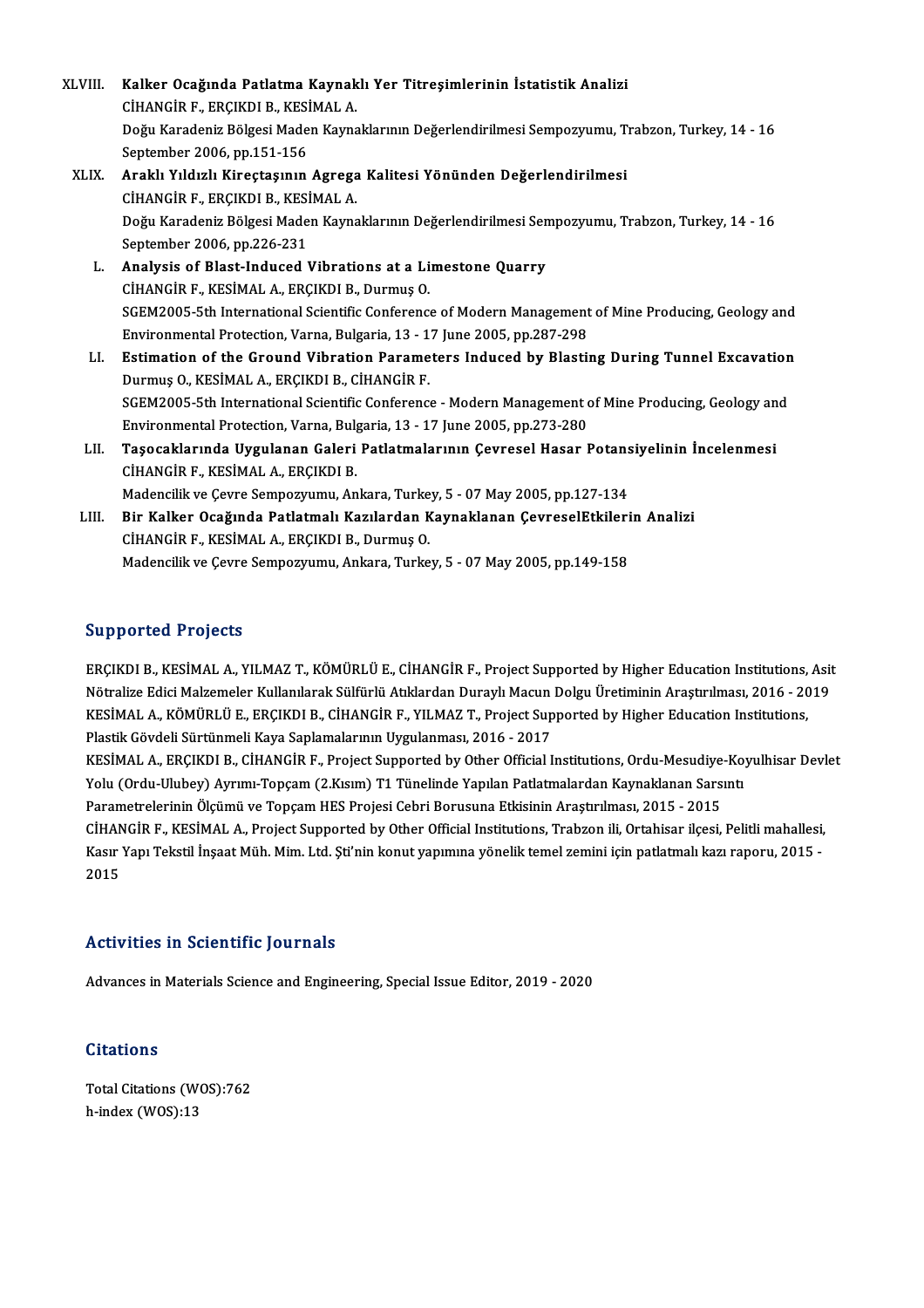XLVIII. **Kalker Ocağında Patlatma Kaynaklı Yer Titreşimlerinin İstatistik Analizi**
CİHANGİR F., ERÇIKDI B., KESİMAL A.
Doğu Karadeniz Bölgesi Maden Kaynaklarının Değerlendirilmesi Sempozyumu, Trabzon, Turkey, 14 - 16 September 2006, pp.151-156

XLIX. **Araklı Yıldızlı Kireçtaşının Agrega Kalitesi Yönünden Değerlendirilmesi**
CİHANGİR F., ERÇIKDI B., KESİMAL A.
Doğu Karadeniz Bölgesi Maden Kaynaklarının Değerlendirilmesi Sempozyumu, Trabzon, Turkey, 14 - 16 September 2006, pp.226-231

L. **Analysis of Blast-Induced Vibrations at a Limestone Quarry**
CİHANGİR F., KESİMAL A., ERÇIKDI B., Durmuş O.
SGEM2005-5th International Scientific Conference of Modern Management of Mine Producing, Geology and Environmental Protection, Varna, Bulgaria, 13 - 17 June 2005, pp.287-298

LI. **Estimation of the Ground Vibration Parameters Induced by Blasting During Tunnel Excavation**
Durmuş O., KESİMAL A., ERÇIKDI B., CİHANGİR F.
SGEM2005-5th International Scientific Conference - Modern Management of Mine Producing, Geology and Environmental Protection, Varna, Bulgaria, 13 - 17 June 2005, pp.273-280

LII. **Taşocaklarında Uygulanan Galeri Patlatmalarının Çevresel Hasar Potansiyelinin İncelenmesi**
CİHANGİR F., KESİMAL A., ERÇIKDI B.
Madencilik ve Çevre Sempozyumu, Ankara, Turkey, 5 - 07 May 2005, pp.127-134

LIII. **Bir Kalker Ocağında Patlatmalı Kazılardan Kaynaklanan ÇevreselEtkilerin Analizi**
CİHANGİR F., KESİMAL A., ERÇIKDI B., Durmuş O.
Madencilik ve Çevre Sempozyumu, Ankara, Turkey, 5 - 07 May 2005, pp.149-158

## Supported Projects

ERÇIKDI B., KESİMAL A., YILMAZ T., KÖMÜRLÜ E., CİHANGİR F., Project Supported by Higher Education Institutions, Asit Nötralize Edici Malzemeler Kullanılarak Sülfürlü Atıklardan Durayl­ı Macun Dolgu Üretiminin Araştırılması, 2016 - 2019

KESİMAL A., KÖMÜRLÜ E., ERÇIKDI B., CİHANGİR F., YILMAZ T., Project Supported by Higher Education Institutions, Plastik Gövdeli Sürtünmeli Kaya Saplamalarının Uygulanması, 2016 - 2017

KESİMAL A., ERÇIKDI B., CİHANGİR F., Project Supported by Other Official Institutions, Ordu-Mesudiye-Koyulhisar Devlet Yolu (Ordu-Ulubey) Ayrımı-Topçam (2.Kısım) T1 Tünelinde Yapılan Patlatmalardan Kaynaklanan Sarsıntı Parametrelerinin Ölçümü ve Topçam HES Projesi Cebri Borusuna Etkisinin Araştırılması, 2015 - 2015

CİHANGİR F., KESİMAL A., Project Supported by Other Official Institutions, Trabzon ili, Ortahisar ilçesi, Pelitli mahallesi, Kasır Yapı Tekstil İnşaat Müh. Mim. Ltd. Şti'nin konut yapımına yönelik temel zemini için patlatmalı kazı raporu, 2015 - 2015

## Activities in Scientific Journals

Advances in Materials Science and Engineering, Special Issue Editor, 2019 - 2020

## Citations

Total Citations (WOS):762
h-index (WOS):13